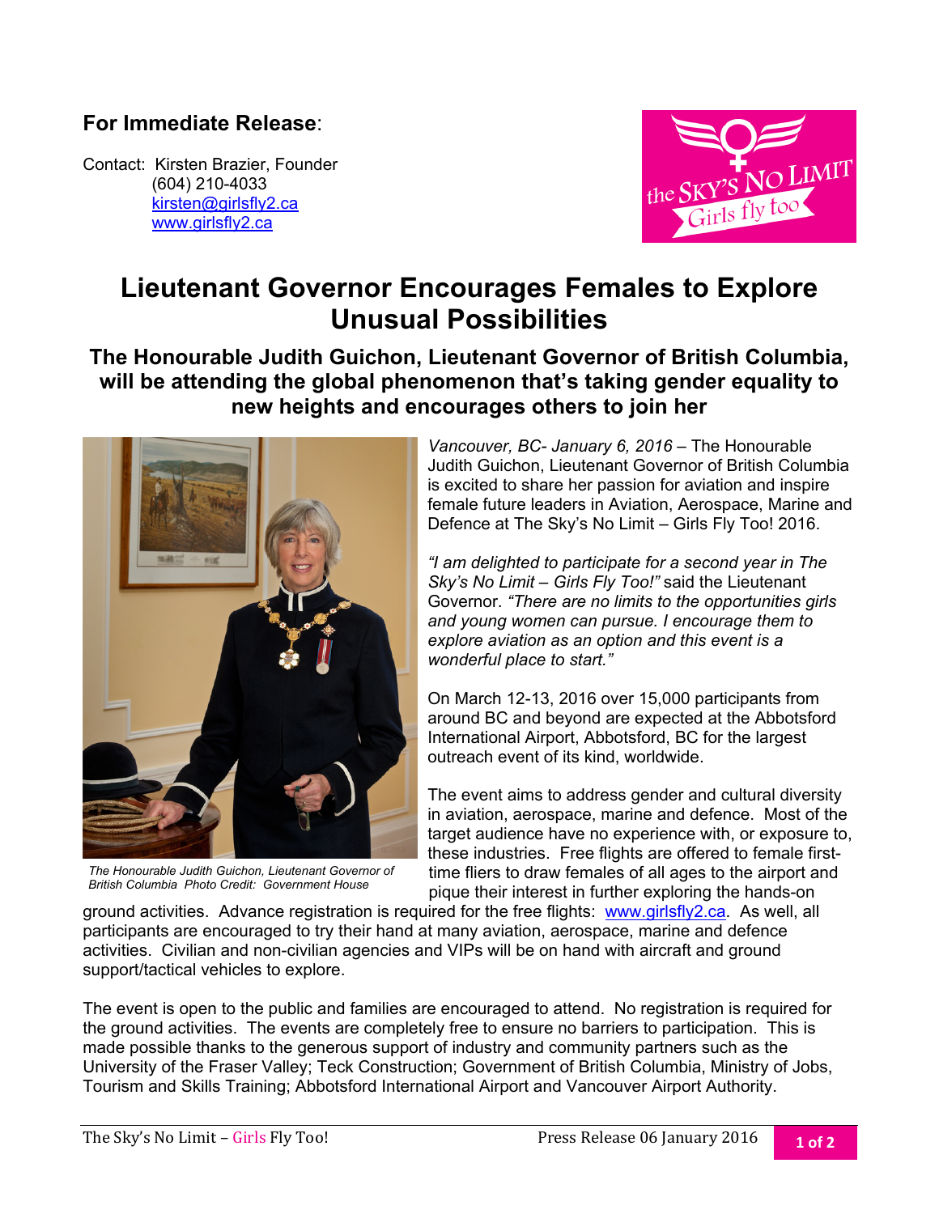**For Immediate Release**:

Contact: Kirsten Brazier, Founder
(604) 210-4033
kirsten@girlsfly2.ca
www.girlsfly2.ca

the SKY'S NO LIMIT
Girls fly too

# Lieutenant Governor Encourages Females to Explore Unusual Possibilities

## The Honourable Judith Guichon, Lieutenant Governor of British Columbia, will be attending the global phenomenon that's taking gender equality to new heights and encourages others to join her

*The Honourable Judith Guichon, Lieutenant Governor of British Columbia Photo Credit: Government House*

*Vancouver, BC- January 6, 2016* – The Honourable Judith Guichon, Lieutenant Governor of British Columbia is excited to share her passion for aviation and inspire female future leaders in Aviation, Aerospace, Marine and Defence at The Sky's No Limit – Girls Fly Too! 2016.

*"I am delighted to participate for a second year in The Sky's No Limit – Girls Fly Too!"* said the Lieutenant Governor. *"There are no limits to the opportunities girls and young women can pursue. I encourage them to explore aviation as an option and this event is a wonderful place to start."*

On March 12-13, 2016 over 15,000 participants from around BC and beyond are expected at the Abbotsford International Airport, Abbotsford, BC for the largest outreach event of its kind, worldwide.

The event aims to address gender and cultural diversity in aviation, aerospace, marine and defence. Most of the target audience have no experience with, or exposure to, these industries. Free flights are offered to female first-time fliers to draw females of all ages to the airport and pique their interest in further exploring the hands-on ground activities. Advance registration is required for the free flights: www.girlsfly2.ca. As well, all participants are encouraged to try their hand at many aviation, aerospace, marine and defence activities. Civilian and non-civilian agencies and VIPs will be on hand with aircraft and ground support/tactical vehicles to explore.

The event is open to the public and families are encouraged to attend. No registration is required for the ground activities. The events are completely free to ensure no barriers to participation. This is made possible thanks to the generous support of industry and community partners such as the University of the Fraser Valley; Teck Construction; Government of British Columbia, Ministry of Jobs, Tourism and Skills Training; Abbotsford International Airport and Vancouver Airport Authority.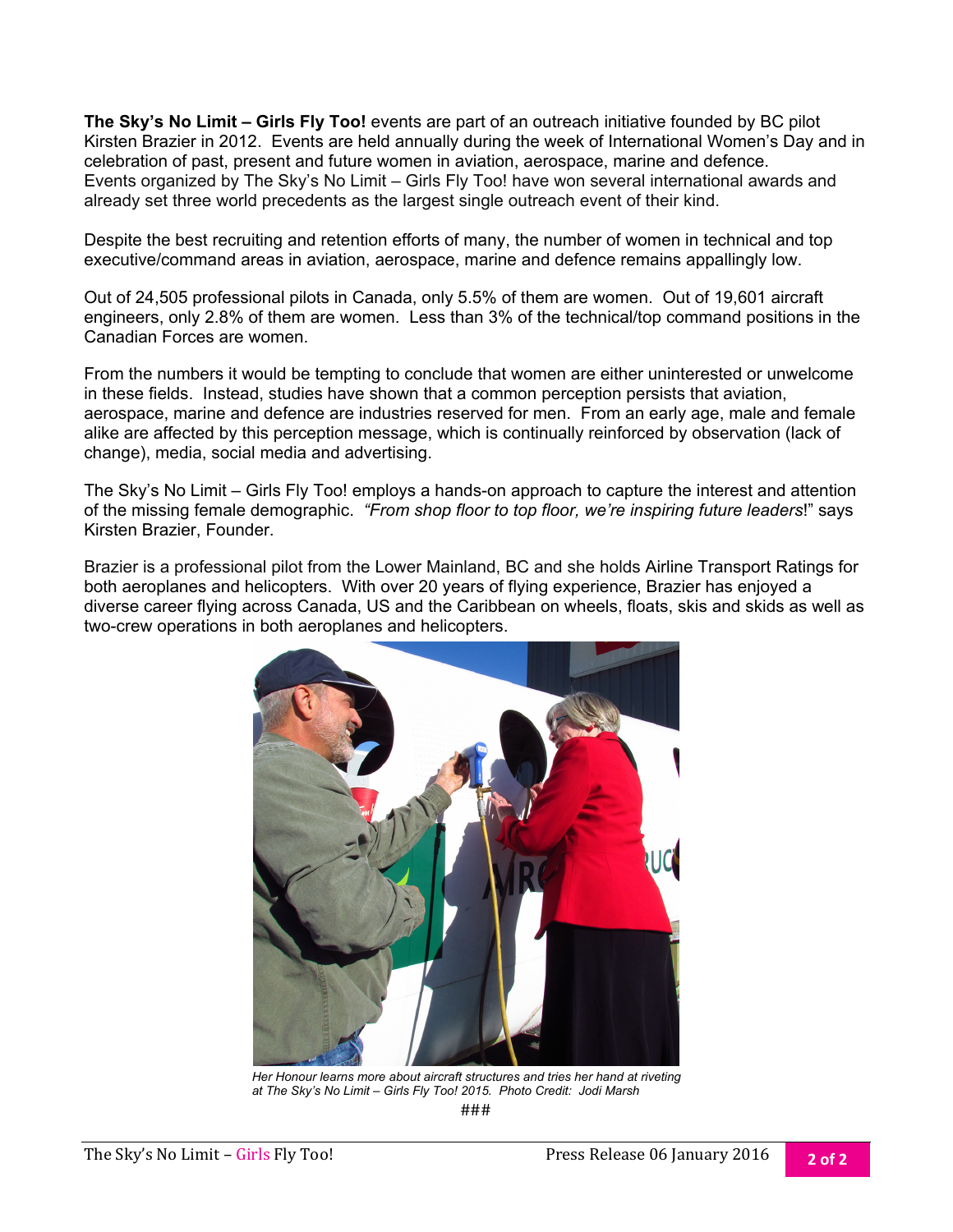**The Sky's No Limit – Girls Fly Too!** events are part of an outreach initiative founded by BC pilot Kirsten Brazier in 2012. Events are held annually during the week of International Women's Day and in celebration of past, present and future women in aviation, aerospace, marine and defence. Events organized by The Sky's No Limit – Girls Fly Too! have won several international awards and already set three world precedents as the largest single outreach event of their kind.

Despite the best recruiting and retention efforts of many, the number of women in technical and top executive/command areas in aviation, aerospace, marine and defence remains appallingly low.

Out of 24,505 professional pilots in Canada, only 5.5% of them are women. Out of 19,601 aircraft engineers, only 2.8% of them are women. Less than 3% of the technical/top command positions in the Canadian Forces are women.

From the numbers it would be tempting to conclude that women are either uninterested or unwelcome in these fields. Instead, studies have shown that a common perception persists that aviation, aerospace, marine and defence are industries reserved for men. From an early age, male and female alike are affected by this perception message, which is continually reinforced by observation (lack of change), media, social media and advertising.

The Sky's No Limit – Girls Fly Too! employs a hands-on approach to capture the interest and attention of the missing female demographic. *"From shop floor to top floor, we're inspiring future leaders*!" says Kirsten Brazier, Founder.

Brazier is a professional pilot from the Lower Mainland, BC and she holds Airline Transport Ratings for both aeroplanes and helicopters. With over 20 years of flying experience, Brazier has enjoyed a diverse career flying across Canada, US and the Caribbean on wheels, floats, skis and skids as well as two-crew operations in both aeroplanes and helicopters.

*Her Honour learns more about aircraft structures and tries her hand at riveting at The Sky's No Limit – Girls Fly Too! 2015. Photo Credit: Jodi Marsh*

###